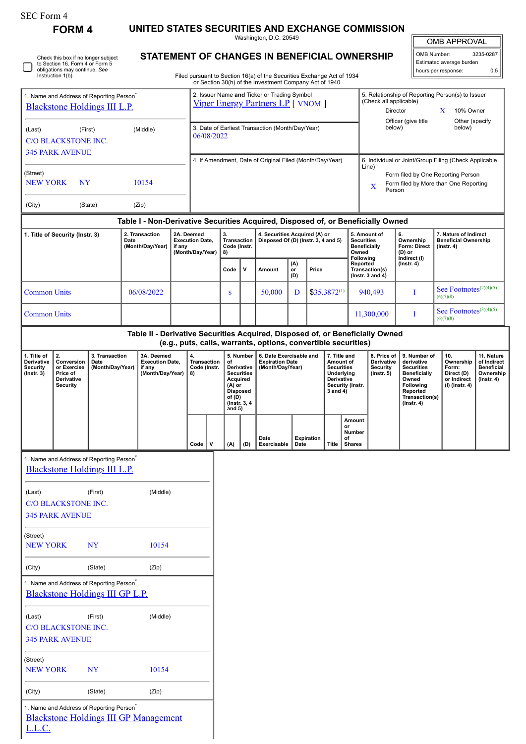SEC Form 4

# FORM 4

## UNITED STATES SECURITIES AND EXCHANGE COMMISSION

Washington, D.C. 20549

## STATEMENT OF CHANGES IN BENEFICIAL OWNERSHIP

Filed pursuant to Section 16(a) of the Securities Exchange Act of 1934 or Section 30(h) of the Investment Company Act of 1940

| OMB APPROVAL | |
|---|---|
| OMB Number: | 3235-0287 |
| Estimated average burden | |
| hours per response: | 0.5 |

☐ Check this box if no longer subject to Section 16. Form 4 or Form 5 obligations may continue. *See* Instruction 1(b).

1. Name and Address of Reporting Person*
Blackstone Holdings III L.P.

(Last) (First) (Middle)
C/O BLACKSTONE INC.
345 PARK AVENUE

(Street)
NEW YORK NY 10154

(City) (State) (Zip)

2. Issuer Name **and** Ticker or Trading Symbol
Viper Energy Partners LP [ VNOM ]

3. Date of Earliest Transaction (Month/Day/Year)
06/08/2022

4. If Amendment, Date of Original Filed (Month/Day/Year)

5. Relationship of Reporting Person(s) to Issuer (Check all applicable)
Director
X 10% Owner
Officer (give title below)
Other (specify below)

6. Individual or Joint/Group Filing (Check Applicable Line)
Form filed by One Reporting Person
X Form filed by More than One Reporting Person

### Table I - Non-Derivative Securities Acquired, Disposed of, or Beneficially Owned

| 1. Title of Security (Instr. 3) | 2. Transaction Date (Month/Day/Year) | 2A. Deemed Execution Date, if any (Month/Day/Year) | 3. Transaction Code (Instr. 8) | | 4. Securities Acquired (A) or Disposed Of (D) (Instr. 3, 4 and 5) | | | 5. Amount of Securities Beneficially Owned Following Reported Transaction(s) (Instr. 3 and 4) | 6. Ownership Form: Direct (D) or Indirect (I) (Instr. 4) | 7. Nature of Indirect Beneficial Ownership (Instr. 4) |
|---|---|---|---|---|---|---|---|---|---|---|
| | | | Code | V | Amount | (A) or (D) | Price | | | |
| Common Units | 06/08/2022 | | S | | 50,000 | D | $35.3872[1] | 940,493 | I | See Footnotes[2][4][5][6][7][8] |
| Common Units | | | | | | | | 11,300,000 | I | See Footnotes[3][4][5][6][7][8] |

### Table II - Derivative Securities Acquired, Disposed of, or Beneficially Owned (e.g., puts, calls, warrants, options, convertible securities)

| 1. Title of Derivative Security (Instr. 3) | 2. Conversion or Exercise Price of Derivative Security | 3. Transaction Date (Month/Day/Year) | 3A. Deemed Execution Date, if any (Month/Day/Year) | 4. Transaction Code (Instr. 8) | | 5. Number of Derivative Securities Acquired (A) or Disposed of (D) (Instr. 3, 4 and 5) | | 6. Date Exercisable and Expiration Date (Month/Day/Year) | | 7. Title and Amount of Securities Underlying Derivative Security (Instr. 3 and 4) | | 8. Price of Derivative Security (Instr. 5) | 9. Number of derivative Securities Beneficially Owned Following Reported Transaction(s) (Instr. 4) | 10. Ownership Form: Direct (D) or Indirect (I) (Instr. 4) | 11. Nature of Indirect Beneficial Ownership (Instr. 4) |
|---|---|---|---|---|---|---|---|---|---|---|---|---|---|---|---|
| | | | | Code | V | (A) | (D) | Date Exercisable | Expiration Date | Title | Amount or Number of Shares | | | | |

1. Name and Address of Reporting Person*
Blackstone Holdings III L.P.

(Last) (First) (Middle)
C/O BLACKSTONE INC.
345 PARK AVENUE

(Street)
NEW YORK NY 10154

(City) (State) (Zip)

1. Name and Address of Reporting Person*
Blackstone Holdings III GP L.P.

(Last) (First) (Middle)
C/O BLACKSTONE INC.
345 PARK AVENUE

(Street)
NEW YORK NY 10154

(City) (State) (Zip)

1. Name and Address of Reporting Person*
Blackstone Holdings III GP Management L.L.C.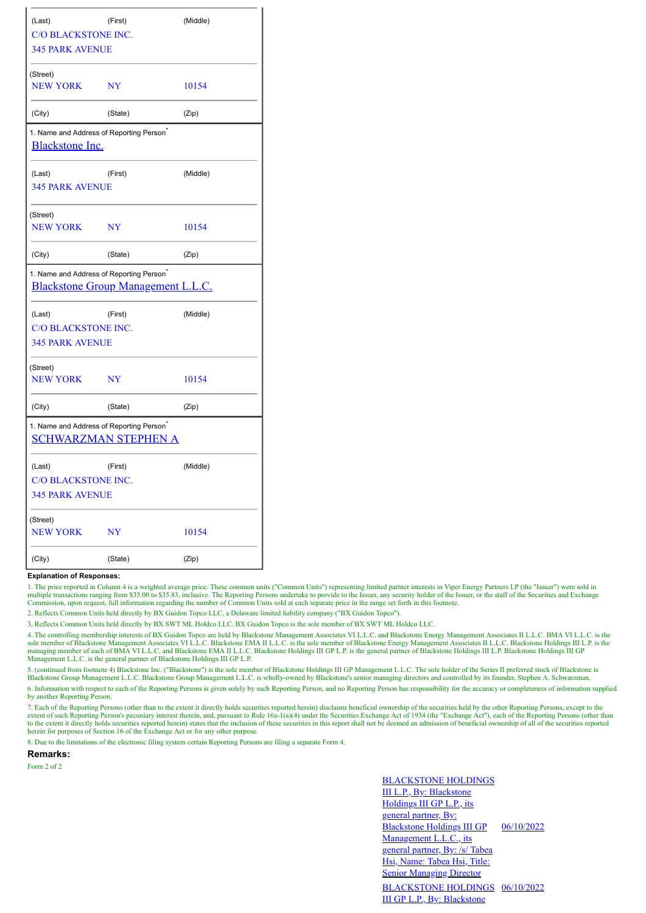| (Last) | (First) | (Middle) |
|---|---|---|
| C/O BLACKSTONE INC. | | |
| 345 PARK AVENUE | | |
| (Street) | | |
| NEW YORK | NY | 10154 |
| (City) | (State) | (Zip) |

1. Name and Address of Reporting Person*

[Blackstone Inc.]

| (Last) | (First) | (Middle) |
|---|---|---|
| 345 PARK AVENUE | | |
| (Street) | | |
| NEW YORK | NY | 10154 |
| (City) | (State) | (Zip) |

1. Name and Address of Reporting Person*

[Blackstone Group Management L.L.C.]

| (Last) | (First) | (Middle) |
|---|---|---|
| C/O BLACKSTONE INC. | | |
| 345 PARK AVENUE | | |
| (Street) | | |
| NEW YORK | NY | 10154 |
| (City) | (State) | (Zip) |

1. Name and Address of Reporting Person*

[SCHWARZMAN STEPHEN A]

| (Last) | (First) | (Middle) |
|---|---|---|
| C/O BLACKSTONE INC. | | |
| 345 PARK AVENUE | | |
| (Street) | | |
| NEW YORK | NY | 10154 |
| (City) | (State) | (Zip) |

**Explanation of Responses:**

1. The price reported in Column 4 is a weighted average price. These common units ("Common Units") representing limited partner interests in Viper Energy Partners LP (the "Issuer") were sold in multiple transactions ranging from $35.00 to $35.83, inclusive. The Reporting Persons undertake to provide to the Issuer, any security holder of the Issuer, or the staff of the Securities and Exchange Commission, upon request, full information regarding the number of Common Units sold at each separate price in the range set forth in this footnote.

2. Reflects Common Units held directly by BX Guidon Topco LLC, a Delaware limited liability company ("BX Guidon Topco").

3. Reflects Common Units held directly by BX SWT ML Holdco LLC. BX Guidon Topco is the sole member of BX SWT ML Holdco LLC.

4. The controlling membership interests of BX Guidon Topco are held by Blackstone Management Associates VI L.L.C. and Blackstone Energy Management Associates II L.L.C. BMA VI L.L.C. is the sole member of Blackstone Management Associates VI L.L.C. Blackstone EMA II L.L.C. is the sole member of Blackstone Energy Management Associates II L.L.C. Blackstone Holdings III L.P. is the managing member of each of BMA VI L.L.C. and Blackstone EMA II L.L.C. Blackstone Holdings III GP L.P. is the general partner of Blackstone Holdings III L.P. Blackstone Holdings III GP Management L.L.C. is the general partner of Blackstone Holdings III GP L.P.

5. (continued from footnote 4) Blackstone Inc. ("Blackstone") is the sole member of Blackstone Holdings III GP Management L.L.C. The sole holder of the Series II preferred stock of Blackstone is Blackstone Group Management L.L.C. Blackstone Group Management L.L.C. is wholly-owned by Blackstone's senior managing directors and controlled by its founder, Stephen A. Schwarzman.

6. Information with respect to each of the Reporting Persons is given solely by such Reporting Person, and no Reporting Person has responsibility for the accuracy or completeness of information supplied by another Reporting Person.

7. Each of the Reporting Persons (other than to the extent it directly holds securities reported herein) disclaims beneficial ownership of the securities held by the other Reporting Persons, except to the extent of such Reporting Person's pecuniary interest therein, and, pursuant to Rule 16a-1(a)(4) under the Securities Exchange Act of 1934 (the "Exchange Act"), each of the Reporting Persons (other than to the extent it directly holds securities reported herein) states that the inclusion of these securities in this report shall not be deemed an admission of beneficial ownership of all of the securities reported herein for purposes of Section 16 of the Exchange Act or for any other purpose.

8. Due to the limitations of the electronic filing system certain Reporting Persons are filing a separate Form 4.

## Remarks:

Form 2 of 2

| | |
|---|---|
| BLACKSTONE HOLDINGS III L.P., By: Blackstone Holdings III GP L.P., its general partner, By: Blackstone Holdings III GP Management L.L.C., its general partner, By: /s/ Tabea Hsi, Name: Tabea Hsi, Title: Senior Managing Director | 06/10/2022 |
| BLACKSTONE HOLDINGS III GP L.P., By: Blackstone | 06/10/2022 |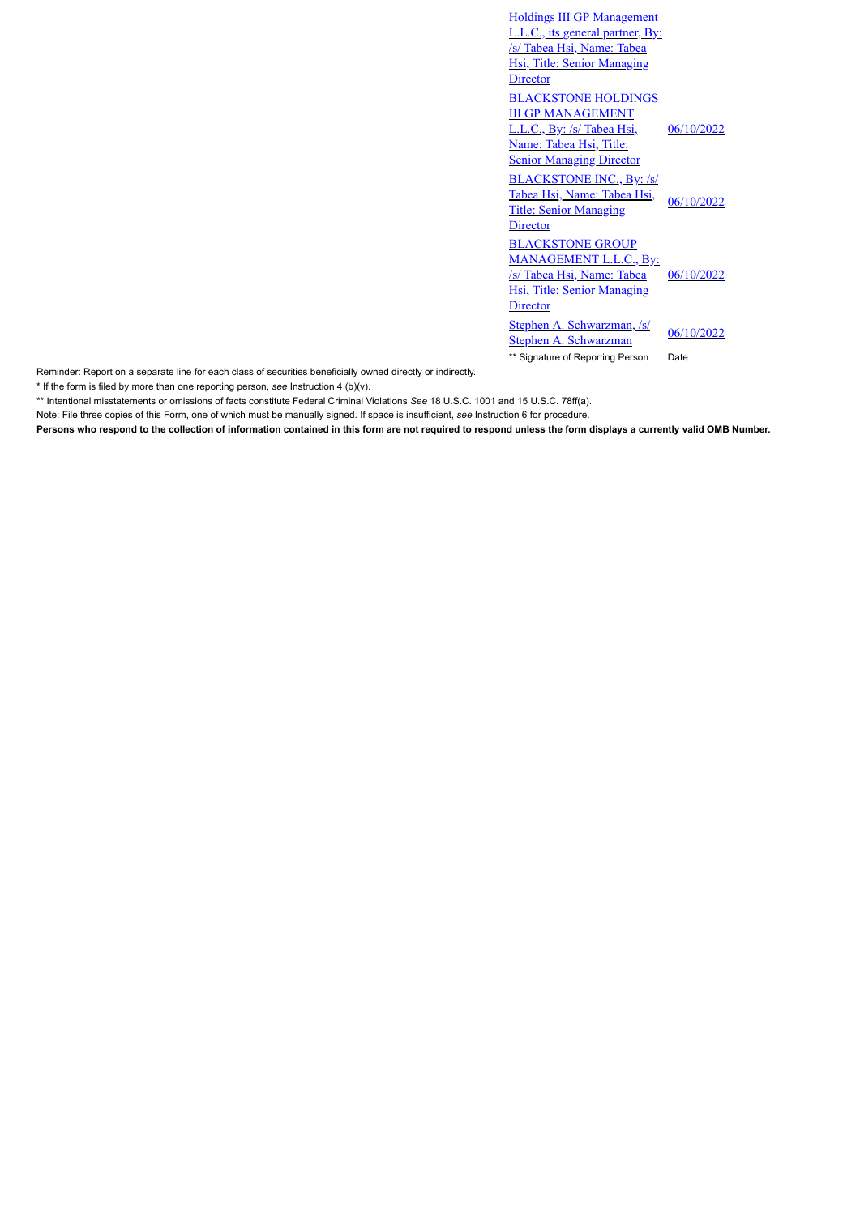| | |
|---|---|
| Holdings III GP Management L.L.C., its general partner, By: /s/ Tabea Hsi, Name: Tabea Hsi, Title: Senior Managing Director | |
| BLACKSTONE HOLDINGS III GP MANAGEMENT L.L.C., By: /s/ Tabea Hsi, Name: Tabea Hsi, Title: Senior Managing Director | 06/10/2022 |
| BLACKSTONE INC., By: /s/ Tabea Hsi, Name: Tabea Hsi, Title: Senior Managing Director | 06/10/2022 |
| BLACKSTONE GROUP MANAGEMENT L.L.C., By: /s/ Tabea Hsi, Name: Tabea Hsi, Title: Senior Managing Director | 06/10/2022 |
| Stephen A. Schwarzman, /s/ Stephen A. Schwarzman | 06/10/2022 |
| ** Signature of Reporting Person | Date |

Reminder: Report on a separate line for each class of securities beneficially owned directly or indirectly.

* If the form is filed by more than one reporting person, *see* Instruction 4 (b)(v).

** Intentional misstatements or omissions of facts constitute Federal Criminal Violations *See* 18 U.S.C. 1001 and 15 U.S.C. 78ff(a).

Note: File three copies of this Form, one of which must be manually signed. If space is insufficient, *see* Instruction 6 for procedure.

**Persons who respond to the collection of information contained in this form are not required to respond unless the form displays a currently valid OMB Number.**